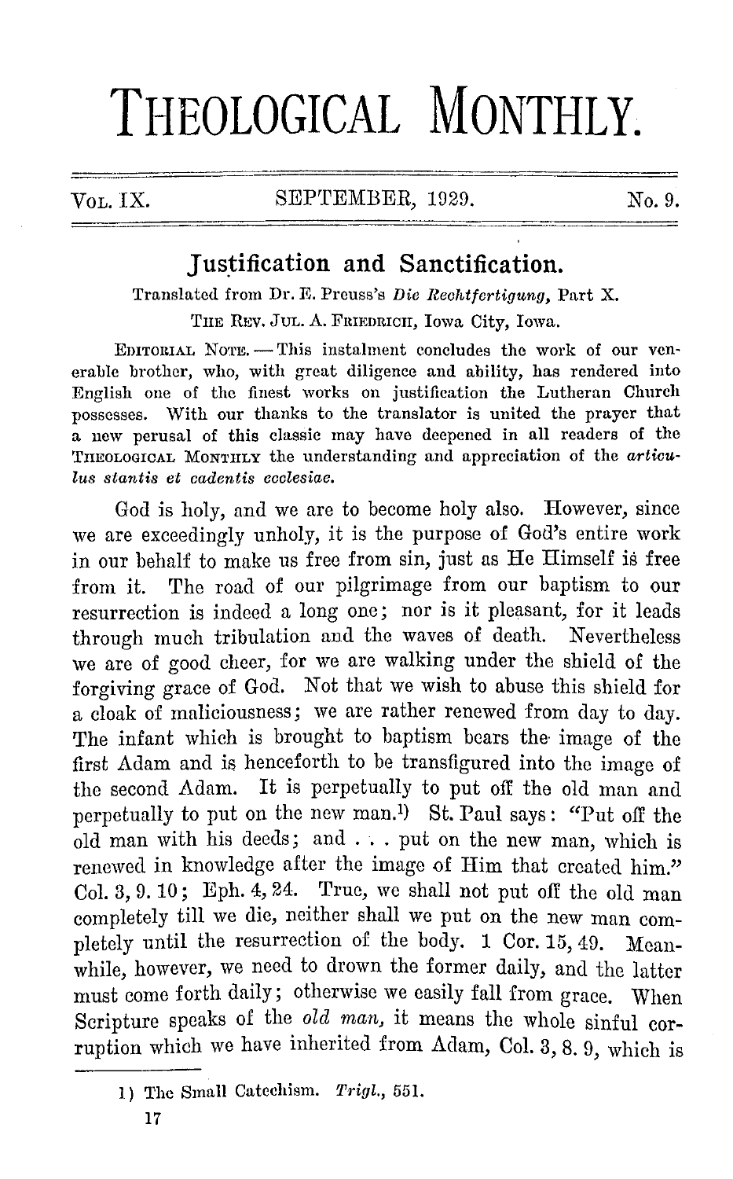# THEOLOGICAL MONTHLY.

VOL. IX. SEPTEMBER, 1929. No. 9.

## Justification and Sanctification.

Translated from Dr. E. Preuss's *Die Rechtfertigung*, Part X.

THE REV. JUL. A. FRIEDRICH, Iowa City, Iowa.

EDITORIAL NOTE. — This instalment concludes the work of our venerable brother, who, with great diligence and ability, has rendered into English one of the finest works on justification the Lutheran Church possesses. With our thanks to the translator is united the prayer that a new perusal of this classic may have deepened in all readers of the THEOLOGICAL MONTHLY the understanding and appreciation of the *articulus stantis et cadentis ecclesiae.*

God is holy, and we are to become holy also. However, since we are exceedingly unholy, it is the purpose of God's entire work in our behalf to make us free from sin, just as He Himself is free from it. The road of our pilgrimage from our baptism to our resurrection is indeed a long one; nor is it pleasant, for it leads through much tribulation and the waves of death. Nevertheless we are of good cheer, for we are walking under the shield of the forgiving grace of God. Not that we wish to abuse this shield for a cloak of maliciousness; we are rather renewed from day to day. The infant which is brought to baptism bears the image of the first Adam and is henceforth to be transfigured into the image of the second Adam. It is perpetually to put off the old man and perpetually to put on the new man.[1] St. Paul says: "Put off the old man with his deeds; and . . . put on the new man, which is renewed in knowledge after the image of Him that created him." Col. 3, 9. 10; Eph. 4, 24. True, we shall not put off the old man completely till we die, neither shall we put on the new man completely until the resurrection of the body. 1 Cor. 15, 49. Meanwhile, however, we need to drown the former daily, and the latter must come forth daily; otherwise we easily fall from grace. When Scripture speaks of the *old man,* it means the whole sinful corruption which we have inherited from Adam, Col. 3, 8. 9, which is

1) The Small Catechism. *Trigl.,* 551.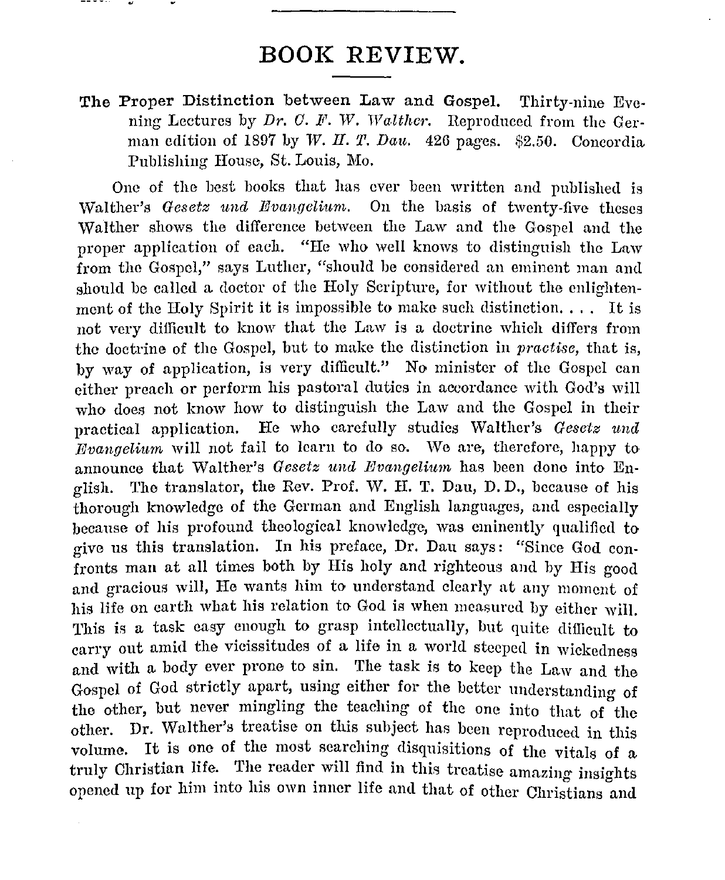# BOOK REVIEW.

**The Proper Distinction between Law and Gospel.** Thirty-nine Evening Lectures by *Dr. C. F. W. Walther.* Reproduced from the German edition of 1897 by *W. H. T. Dau.* 426 pages. $2.50. Concordia Publishing House, St. Louis, Mo.

One of the best books that has ever been written and published is Walther's *Gesetz und Evangelium.* On the basis of twenty-five theses Walther shows the difference between the Law and the Gospel and the proper application of each. "He who well knows to distinguish the Law from the Gospel," says Luther, "should be considered an eminent man and should be called a doctor of the Holy Scripture, for without the enlightenment of the Holy Spirit it is impossible to make such distinction. . . . It is not very difficult to know that the Law is a doctrine which differs from the doctrine of the Gospel, but to make the distinction in *practise,* that is, by way of application, is very difficult." No minister of the Gospel can either preach or perform his pastoral duties in accordance with God's will who does not know how to distinguish the Law and the Gospel in their practical application. He who carefully studies Walther's *Gesetz und Evangelium* will not fail to learn to do so. We are, therefore, happy to announce that Walther's *Gesetz und Evangelium* has been done into English. The translator, the Rev. Prof. W. H. T. Dau, D. D., because of his thorough knowledge of the German and English languages, and especially because of his profound theological knowledge, was eminently qualified to give us this translation. In his preface, Dr. Dau says: "Since God confronts man at all times both by His holy and righteous and by His good and gracious will, He wants him to understand clearly at any moment of his life on earth what his relation to God is when measured by either will. This is a task easy enough to grasp intellectually, but quite difficult to carry out amid the vicissitudes of a life in a world steeped in wickedness and with a body ever prone to sin. The task is to keep the Law and the Gospel of God strictly apart, using either for the better understanding of the other, but never mingling the teaching of the one into that of the other. Dr. Walther's treatise on this subject has been reproduced in this volume. It is one of the most searching disquisitions of the vitals of a truly Christian life. The reader will find in this treatise amazing insights opened up for him into his own inner life and that of other Christians and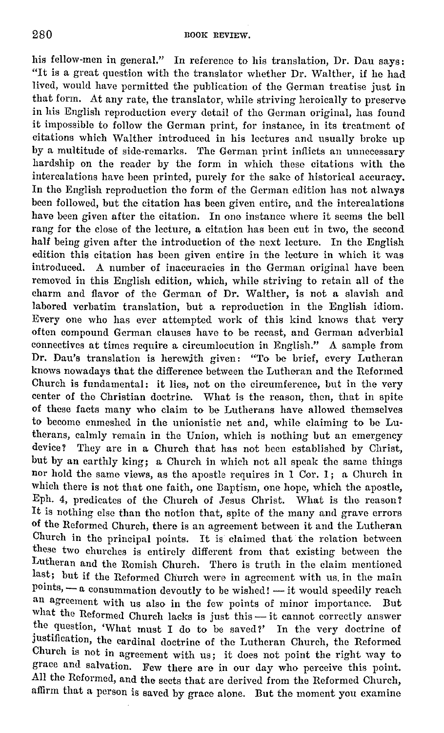his fellow-men in general." In reference to his translation, Dr. Dau says: "It is a great question with the translator whether Dr. Walther, if he had lived, would have permitted the publication of the German treatise just in that form. At any rate, the translator, while striving heroically to preserve in his English reproduction every detail of the German original, has found it impossible to follow the German print, for instance, in its treatment of citations which Walther introduced in his lectures and usually broke up by a multitude of side-remarks. The German print inflicts an unnecessary hardship on the reader by the form in which these citations with the intercalations have been printed, purely for the sake of historical accuracy. In the English reproduction the form of the German edition has not always been followed, but the citation has been given entire, and the intercalations have been given after the citation. In one instance where it seems the bell rang for the close of the lecture, a citation has been cut in two, the second half being given after the introduction of the next lecture. In the English edition this citation has been given entire in the lecture in which it was introduced. A number of inaccuracies in the German original have been removed in this English edition, which, while striving to retain all of the charm and flavor of the German of Dr. Walther, is not a slavish and labored verbatim translation, but a reproduction in the English idiom. Every one who has ever attempted work of this kind knows that very often compound German clauses have to be recast, and German adverbial connectives at times require a circumlocution in English." A sample from Dr. Dau's translation is herewith given: "To be brief, every Lutheran knows nowadays that the difference between the Lutheran and the Reformed Church is fundamental: it lies, not on the circumference, but in the very center of the Christian doctrine. What is the reason, then, that in spite of these facts many who claim to be Lutherans have allowed themselves to become enmeshed in the unionistic net and, while claiming to be Lutherans, calmly remain in the Union, which is nothing but an emergency device? They are in a Church that has not been established by Christ, but by an earthly king; a Church in which not all speak the same things nor hold the same views, as the apostle requires in 1 Cor. 1; a Church in which there is not that one faith, one Baptism, one hope, which the apostle, Eph. 4, predicates of the Church of Jesus Christ. What is the reason? It is nothing else than the notion that, spite of the many and grave errors of the Reformed Church, there is an agreement between it and the Lutheran Church in the principal points. It is claimed that the relation between these two churches is entirely different from that existing between the Lutheran and the Romish Church. There is truth in the claim mentioned last; but if the Reformed Church were in agreement with us in the main points, — a consummation devoutly to be wished! — it would speedily reach an agreement with us also in the few points of minor importance. But what the Reformed Church lacks is just this — it cannot correctly answer the question, 'What must I do to be saved?' In the very doctrine of justification, the cardinal doctrine of the Lutheran Church, the Reformed Church is not in agreement with us; it does not point the right way to grace and salvation. Few there are in our day who perceive this point. All the Reformed, and the sects that are derived from the Reformed Church, affirm that a person is saved by grace alone. But the moment you examine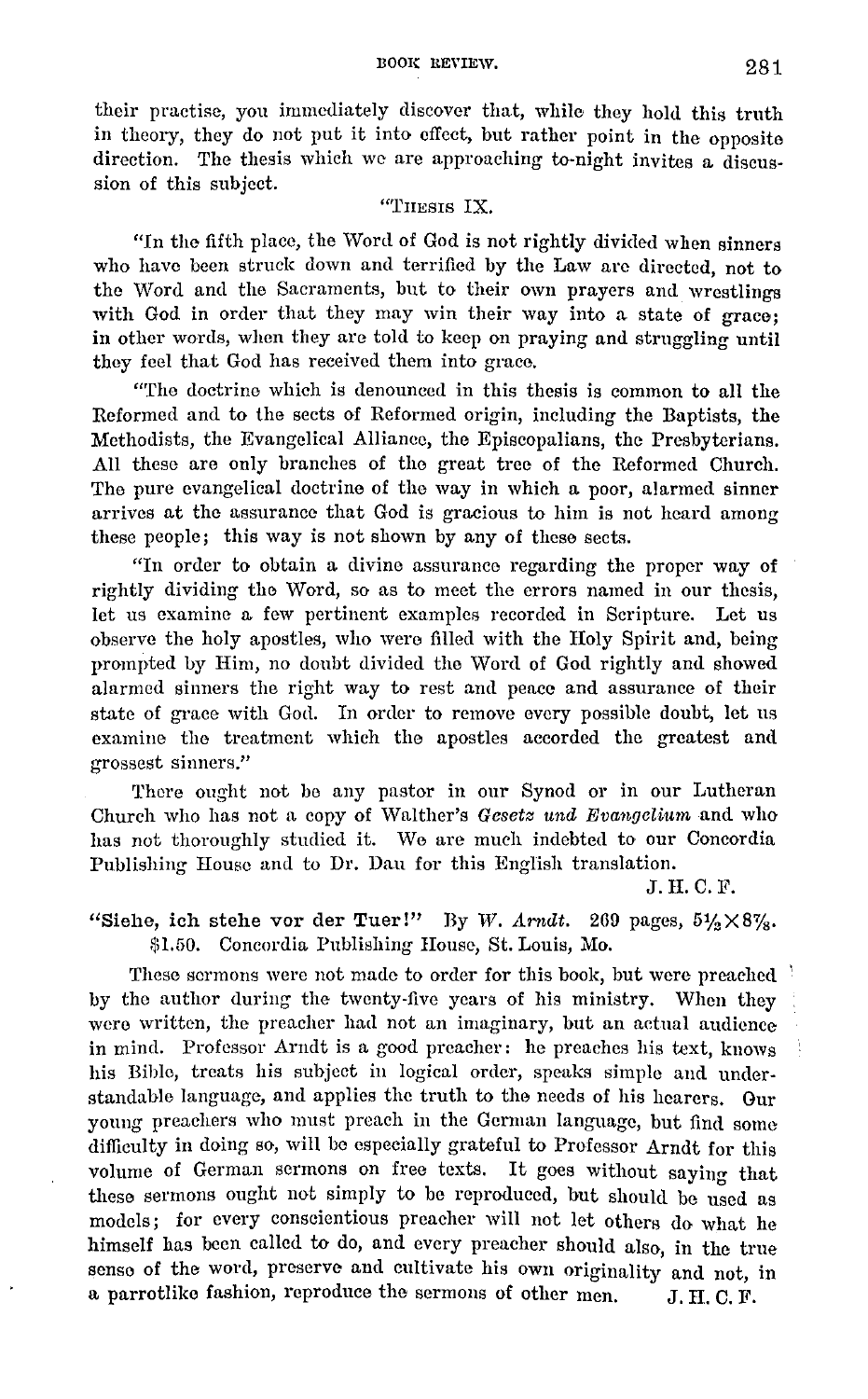their practise, you immediately discover that, while they hold this truth in theory, they do not put it into effect, but rather point in the opposite direction. The thesis which we are approaching to-night invites a discussion of this subject.

"THESIS IX.

"In the fifth place, the Word of God is not rightly divided when sinners who have been struck down and terrified by the Law are directed, not to the Word and the Sacraments, but to their own prayers and wrestlings with God in order that they may win their way into a state of grace; in other words, when they are told to keep on praying and struggling until they feel that God has received them into grace.

"The doctrine which is denounced in this thesis is common to all the Reformed and to the sects of Reformed origin, including the Baptists, the Methodists, the Evangelical Alliance, the Episcopalians, the Presbyterians. All these are only branches of the great tree of the Reformed Church. The pure evangelical doctrine of the way in which a poor, alarmed sinner arrives at the assurance that God is gracious to him is not heard among these people; this way is not shown by any of these sects.

"In order to obtain a divine assurance regarding the proper way of rightly dividing the Word, so as to meet the errors named in our thesis, let us examine a few pertinent examples recorded in Scripture. Let us observe the holy apostles, who were filled with the Holy Spirit and, being prompted by Him, no doubt divided the Word of God rightly and showed alarmed sinners the right way to rest and peace and assurance of their state of grace with God. In order to remove every possible doubt, let us examine the treatment which the apostles accorded the greatest and grossest sinners."

There ought not be any pastor in our Synod or in our Lutheran Church who has not a copy of Walther's *Gesetz und Evangelium* and who has not thoroughly studied it. We are much indebted to our Concordia Publishing House and to Dr. Dau for this English translation.

J. H. C. F.

**"Siehe, ich stehe vor der Tuer!"** By *W. Arndt.* 269 pages, $5\frac{1}{2} \times 8\frac{7}{8}$. $1.50. Concordia Publishing House, St. Louis, Mo.

These sermons were not made to order for this book, but were preached by the author during the twenty-five years of his ministry. When they were written, the preacher had not an imaginary, but an actual audience in mind. Professor Arndt is a good preacher: he preaches his text, knows his Bible, treats his subject in logical order, speaks simple and understandable language, and applies the truth to the needs of his hearers. Our young preachers who must preach in the German language, but find some difficulty in doing so, will be especially grateful to Professor Arndt for this volume of German sermons on free texts. It goes without saying that these sermons ought not simply to be reproduced, but should be used as models; for every conscientious preacher will not let others do what he himself has been called to do, and every preacher should also, in the true sense of the word, preserve and cultivate his own originality and not, in a parrotlike fashion, reproduce the sermons of other men.

J. H. C. F.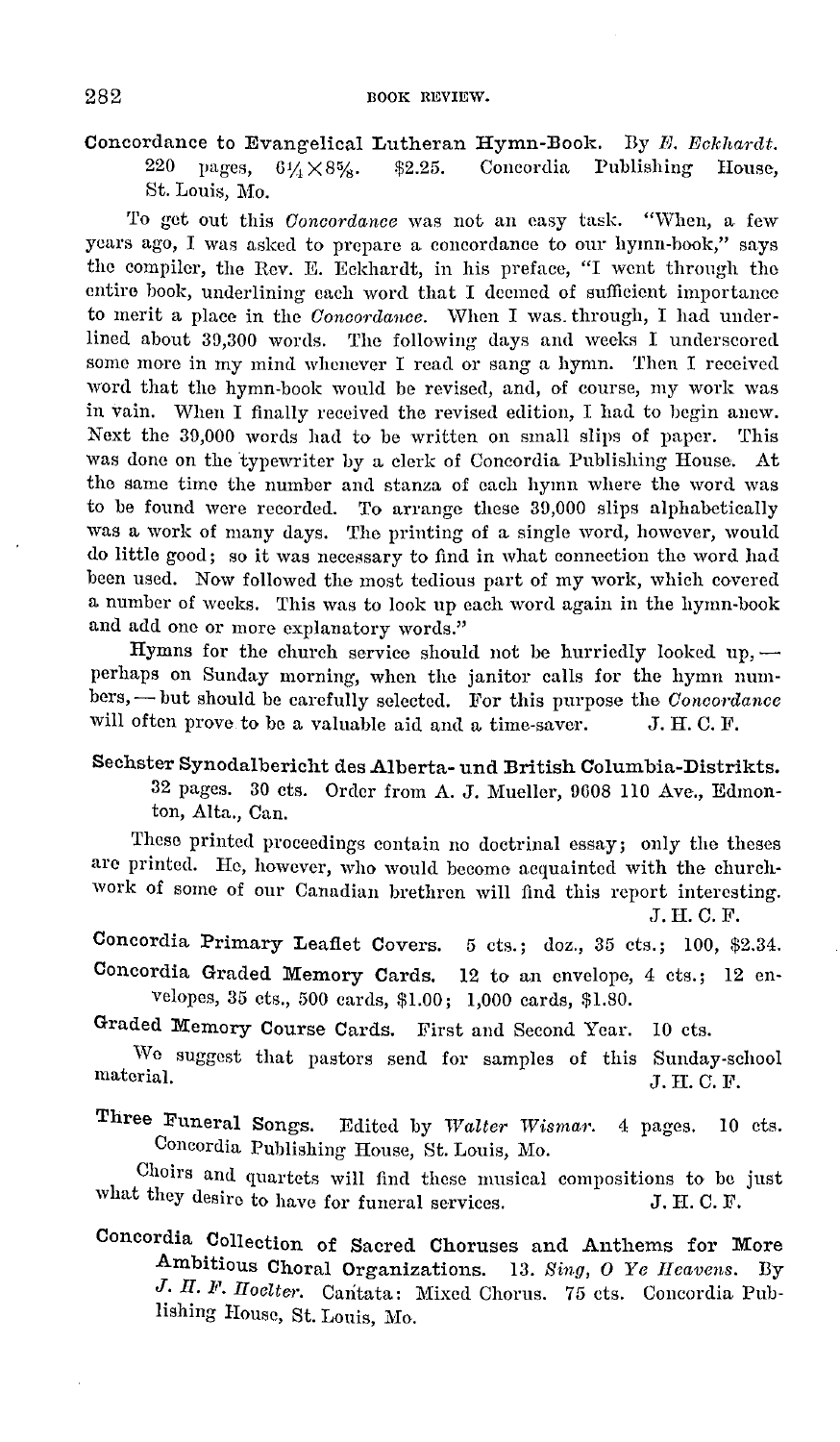**Concordance to Evangelical Lutheran Hymn-Book.** By *E. Eckhardt.* 220 pages, $6\frac{1}{4} \times 8\frac{5}{8}$. \$2.25. Concordia Publishing House, St. Louis, Mo.

To get out this *Concordance* was not an easy task. "When, a few years ago, I was asked to prepare a concordance to our hymn-book," says the compiler, the Rev. E. Eckhardt, in his preface, "I went through the entire book, underlining each word that I deemed of sufficient importance to merit a place in the *Concordance*. When I was through, I had underlined about 39,300 words. The following days and weeks I underscored some more in my mind whenever I read or sang a hymn. Then I received word that the hymn-book would be revised, and, of course, my work was in vain. When I finally received the revised edition, I had to begin anew. Next the 39,000 words had to be written on small slips of paper. This was done on the typewriter by a clerk of Concordia Publishing House. At the same time the number and stanza of each hymn where the word was to be found were recorded. To arrange these 39,000 slips alphabetically was a work of many days. The printing of a single word, however, would do little good; so it was necessary to find in what connection the word had been used. Now followed the most tedious part of my work, which covered a number of weeks. This was to look up each word again in the hymn-book and add one or more explanatory words."

Hymns for the church service should not be hurriedly looked up, — perhaps on Sunday morning, when the janitor calls for the hymn numbers, — but should be carefully selected. For this purpose the *Concordance* will often prove to be a valuable aid and a time-saver. J. H. C. F.

**Sechster Synodalbericht des Alberta- und British Columbia-Distrikts.** 32 pages. 30 cts. Order from A. J. Mueller, 9608 110 Ave., Edmonton, Alta., Can.

These printed proceedings contain no doctrinal essay; only the theses are printed. He, however, who would become acquainted with the church-work of some of our Canadian brethren will find this report interesting. J. H. C. F.

**Concordia Primary Leaflet Covers.** 5 cts.; doz., 35 cts.; 100, \$2.34.

**Concordia Graded Memory Cards.** 12 to an envelope, 4 cts.; 12 envelopes, 35 cts., 500 cards, \$1.00; 1,000 cards, \$1.80.

**Graded Memory Course Cards.** First and Second Year. 10 cts.

We suggest that pastors send for samples of this Sunday-school material. J. H. C. F.

**Three Funeral Songs.** Edited by *Walter Wismar.* 4 pages. 10 cts. Concordia Publishing House, St. Louis, Mo.

Choirs and quartets will find these musical compositions to be just what they desire to have for funeral services. J. H. C. F.

**Concordia Collection of Sacred Choruses and Anthems for More Ambitious Choral Organizations.** 13. *Sing, O Ye Heavens.* By *J. H. F. Hoelter.* Cantata: Mixed Chorus. 75 cts. Concordia Publishing House, St. Louis, Mo.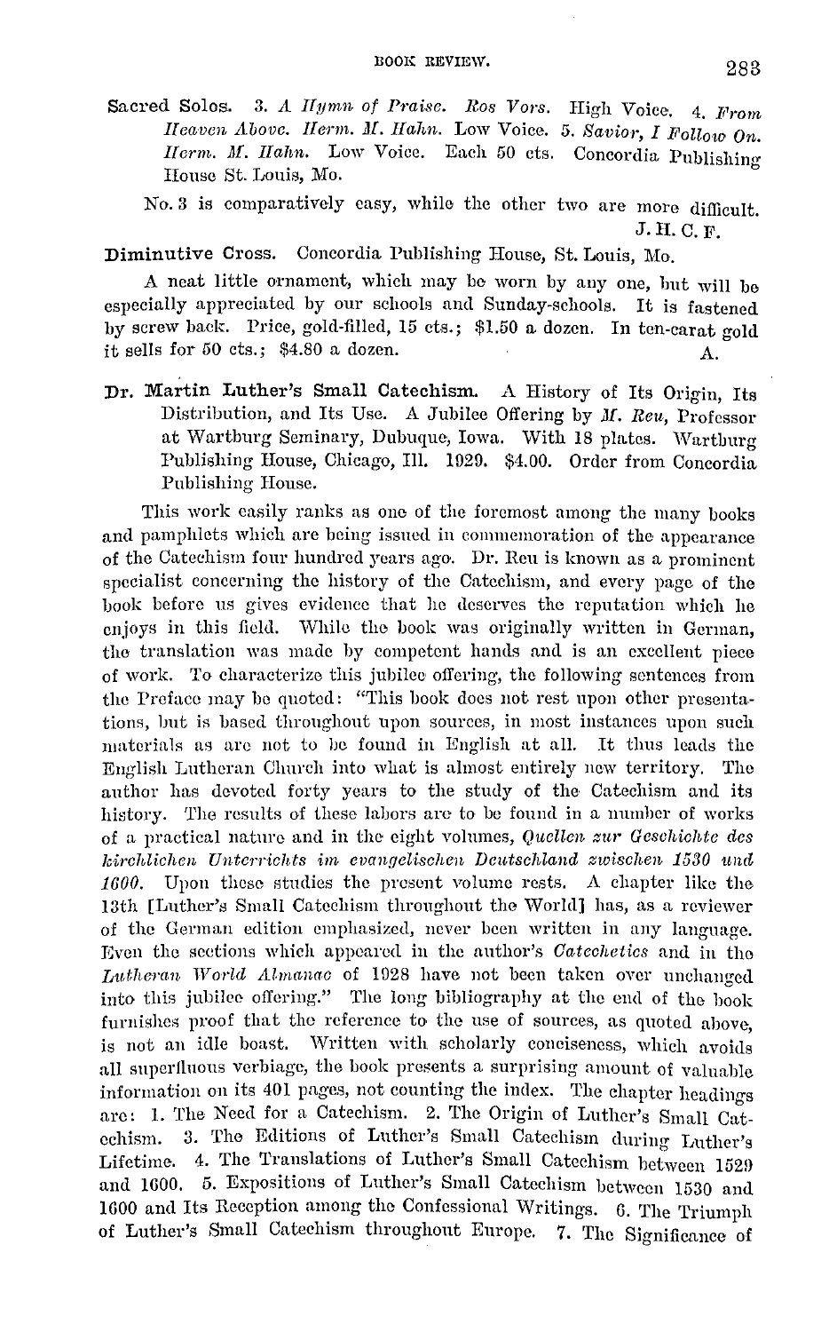**Sacred Solos.** 3. *A Hymn of Praise. Ros Vors.* High Voice. 4. *From Heaven Above. Herm. M. Hahn.* Low Voice. 5. *Savior, I Follow On. Herm. M. Hahn.* Low Voice. Each 50 cts. Concordia Publishing House St. Louis, Mo.

No. 3 is comparatively easy, while the other two are more difficult.

J. H. C. F.

**Diminutive Cross.** Concordia Publishing House, St. Louis, Mo.

A neat little ornament, which may be worn by any one, but will be especially appreciated by our schools and Sunday-schools. It is fastened by screw back. Price, gold-filled, 15 cts.; $1.50 a dozen. In ten-carat gold it sells for 50 cts.; $4.80 a dozen.

A.

**Dr. Martin Luther's Small Catechism.** A History of Its Origin, Its Distribution, and Its Use. A Jubilee Offering by *M. Reu*, Professor at Wartburg Seminary, Dubuque, Iowa. With 18 plates. Wartburg Publishing House, Chicago, Ill. 1929. $4.00. Order from Concordia Publishing House.

This work easily ranks as one of the foremost among the many books and pamphlets which are being issued in commemoration of the appearance of the Catechism four hundred years ago. Dr. Reu is known as a prominent specialist concerning the history of the Catechism, and every page of the book before us gives evidence that he deserves the reputation which he enjoys in this field. While the book was originally written in German, the translation was made by competent hands and is an excellent piece of work. To characterize this jubilee offering, the following sentences from the Preface may be quoted: "This book does not rest upon other presentations, but is based throughout upon sources, in most instances upon such materials as are not to be found in English at all. It thus leads the English Lutheran Church into what is almost entirely new territory. The author has devoted forty years to the study of the Catechism and its history. The results of these labors are to be found in a number of works of a practical nature and in the eight volumes, *Quellen zur Geschichte des kirchlichen Unterrichts im evangelischen Deutschland zwischen 1530 und 1600*. Upon these studies the present volume rests. A chapter like the 13th [Luther's Small Catechism throughout the World] has, as a reviewer of the German edition emphasized, never been written in any language. Even the sections which appeared in the author's *Catechetics* and in the *Lutheran World Almanac* of 1928 have not been taken over unchanged into this jubilee offering." The long bibliography at the end of the book furnishes proof that the reference to the use of sources, as quoted above, is not an idle boast. Written with scholarly conciseness, which avoids all superfluous verbiage, the book presents a surprising amount of valuable information on its 401 pages, not counting the index. The chapter headings are: 1. The Need for a Catechism. 2. The Origin of Luther's Small Catechism. 3. The Editions of Luther's Small Catechism during Luther's Lifetime. 4. The Translations of Luther's Small Catechism between 1529 and 1600. 5. Expositions of Luther's Small Catechism between 1530 and 1600 and Its Reception among the Confessional Writings. 6. The Triumph of Luther's Small Catechism throughout Europe. 7. The Significance of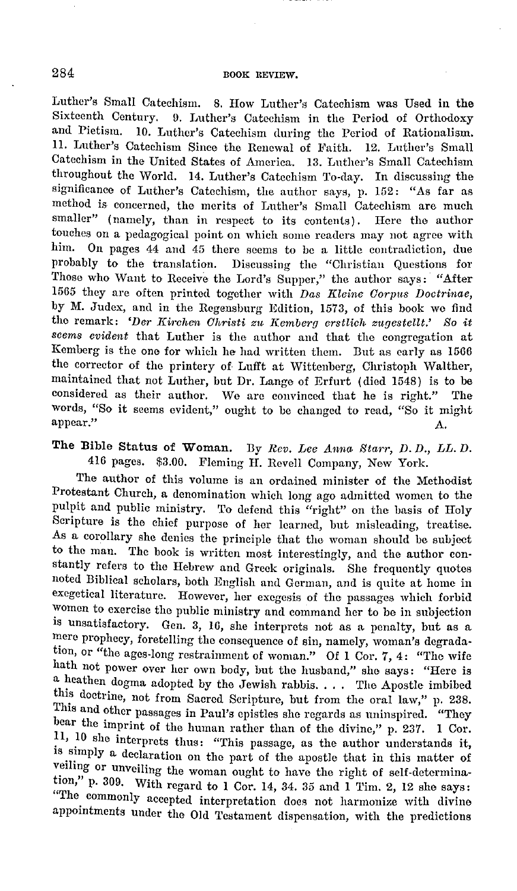Luther's Small Catechism. 8. How Luther's Catechism was Used in the Sixteenth Century. 9. Luther's Catechism in the Period of Orthodoxy and Pietism. 10. Luther's Catechism during the Period of Rationalism. 11. Luther's Catechism Since the Renewal of Faith. 12. Luther's Small Catechism in the United States of America. 13. Luther's Small Catechism throughout the World. 14. Luther's Catechism To-day. In discussing the significance of Luther's Catechism, the author says, p. 152: "As far as method is concerned, the merits of Luther's Small Catechism are much smaller" (namely, than in respect to its contents). Here the author touches on a pedagogical point on which some readers may not agree with him. On pages 44 and 45 there seems to be a little contradiction, due probably to the translation. Discussing the "Christian Questions for Those who Want to Receive the Lord's Supper," the author says: "After 1565 they are often printed together with *Das Kleine Corpus Doctrinae*, by M. Judex, and in the Regensburg Edition, 1573, of this book we find the remark: *'Der Kirchen Christi zu Kemberg erstlich zugestellt.' So it seems evident* that Luther is the author and that the congregation at Kemberg is the one for which he had written them. But as early as 1566 the corrector of the printery of Lufft at Wittenberg, Christoph Walther, maintained that not Luther, but Dr. Lange of Erfurt (died 1548) is to be considered as their author. We are convinced that he is right." The words, "So it seems evident," ought to be changed to read, "So it might appear." A.

**The Bible Status of Woman.** By *Rev. Lee Anna Starr, D. D., LL. D.* 416 pages. $3.00. Fleming H. Revell Company, New York.

The author of this volume is an ordained minister of the Methodist Protestant Church, a denomination which long ago admitted women to the pulpit and public ministry. To defend this "right" on the basis of Holy Scripture is the chief purpose of her learned, but misleading, treatise. As a corollary she denies the principle that the woman should be subject to the man. The book is written most interestingly, and the author constantly refers to the Hebrew and Greek originals. She frequently quotes noted Biblical scholars, both English and German, and is quite at home in exegetical literature. However, her exegesis of the passages which forbid women to exercise the public ministry and command her to be in subjection is unsatisfactory. Gen. 3, 16, she interprets not as a penalty, but as a mere prophecy, foretelling the consequence of sin, namely, woman's degradation, or "the ages-long restrainment of woman." Of 1 Cor. 7, 4: "The wife hath not power over her own body, but the husband," she says: "Here is a heathen dogma adopted by the Jewish rabbis. . . . The Apostle imbibed this doctrine, not from Sacred Scripture, but from the oral law," p. 238. This and other passages in Paul's epistles she regards as uninspired. "They bear the imprint of the human rather than of the divine," p. 237. 1 Cor. 11, 10 she interprets thus: "This passage, as the author understands it, is simply a declaration on the part of the apostle that in this matter of veiling or unveiling the woman ought to have the right of self-determination," p. 309. With regard to 1 Cor. 14, 34. 35 and 1 Tim. 2, 12 she says: "The commonly accepted interpretation does not harmonize with divine appointments under the Old Testament dispensation, with the predictions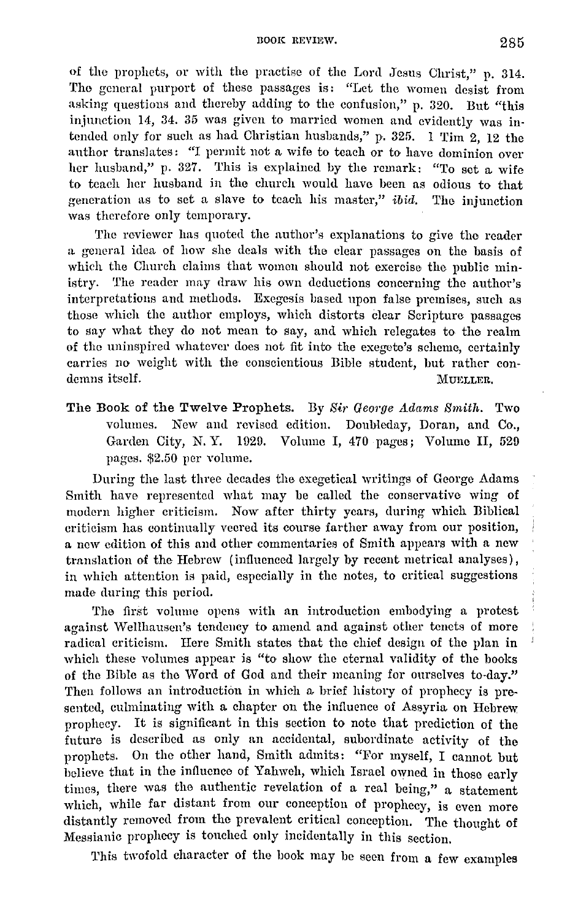of the prophets, or with the practise of the Lord Jesus Christ," p. 314. The general purport of these passages is: "Let the women desist from asking questions and thereby adding to the confusion," p. 320. But "this injunction 14, 34. 35 was given to married women and evidently was intended only for such as had Christian husbands," p. 325. 1 Tim 2, 12 the author translates: "I permit not a wife to teach or to have dominion over her husband," p. 327. This is explained by the remark: "To set a wife to teach her husband in the church would have been as odious to that generation as to set a slave to teach his master," *ibid.* The injunction was therefore only temporary.

The reviewer has quoted the author's explanations to give the reader a general idea of how she deals with the clear passages on the basis of which the Church claims that women should not exercise the public ministry. The reader may draw his own deductions concerning the author's interpretations and methods. Exegesis based upon false premises, such as those which the author employs, which distorts clear Scripture passages to say what they do not mean to say, and which relegates to the realm of the uninspired whatever does not fit into the exegete's scheme, certainly carries no weight with the conscientious Bible student, but rather condemns itself.

MUELLER.

**The Book of the Twelve Prophets.** By *Sir George Adams Smith.* Two volumes. New and revised edition. Doubleday, Doran, and Co., Garden City, N. Y. 1929. Volume I, 470 pages; Volume II, 529 pages. $2.50 per volume.

During the last three decades the exegetical writings of George Adams Smith have represented what may be called the conservative wing of modern higher criticism. Now after thirty years, during which Biblical criticism has continually veered its course farther away from our position, a new edition of this and other commentaries of Smith appears with a new translation of the Hebrew (influenced largely by recent metrical analyses), in which attention is paid, especially in the notes, to critical suggestions made during this period.

The first volume opens with an introduction embodying a protest against Wellhausen's tendency to amend and against other tenets of more radical criticism. Here Smith states that the chief design of the plan in which these volumes appear is "to show the eternal validity of the books of the Bible as the Word of God and their meaning for ourselves to-day." Then follows an introduction in which a brief history of prophecy is presented, culminating with a chapter on the influence of Assyria on Hebrew prophecy. It is significant in this section to note that prediction of the future is described as only an accidental, subordinate activity of the prophets. On the other hand, Smith admits: "For myself, I cannot but believe that in the influence of Yahweh, which Israel owned in those early times, there was the authentic revelation of a real being," a statement which, while far distant from our conception of prophecy, is even more distantly removed from the prevalent critical conception. The thought of Messianic prophecy is touched only incidentally in this section.

This twofold character of the book may be seen from a few examples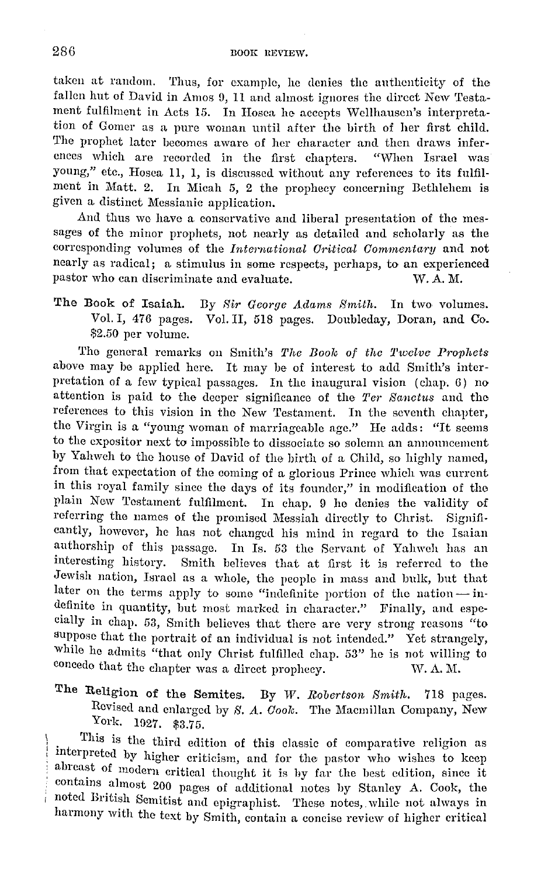taken at random. Thus, for example, he denies the authenticity of the fallen hut of David in Amos 9, 11 and almost ignores the direct New Testament fulfilment in Acts 15. In Hosea he accepts Wellhausen's interpretation of Gomer as a pure woman until after the birth of her first child. The prophet later becomes aware of her character and then draws inferences which are recorded in the first chapters. "When Israel was young," etc., Hosea 11, 1, is discussed without any references to its fulfilment in Matt. 2. In Micah 5, 2 the prophecy concerning Bethlehem is given a distinct Messianic application.

And thus we have a conservative and liberal presentation of the messages of the minor prophets, not nearly as detailed and scholarly as the corresponding volumes of the *International Critical Commentary* and not nearly as radical; a stimulus in some respects, perhaps, to an experienced pastor who can discriminate and evaluate. W. A. M.

**The Book of Isaiah.** By *Sir George Adams Smith.* In two volumes. Vol. I, 476 pages. Vol. II, 518 pages. Doubleday, Doran, and Co. $2.50 per volume.

The general remarks on Smith's *The Book of the Twelve Prophets* above may be applied here. It may be of interest to add Smith's interpretation of a few typical passages. In the inaugural vision (chap. 6) no attention is paid to the deeper significance of the *Ter Sanctus* and the references to this vision in the New Testament. In the seventh chapter, the Virgin is a "young woman of marriageable age." He adds: "It seems to the expositor next to impossible to dissociate so solemn an announcement by Yahweh to the house of David of the birth of a Child, so highly named, from that expectation of the coming of a glorious Prince which was current in this royal family since the days of its founder," in modification of the plain New Testament fulfilment. In chap. 9 he denies the validity of referring the names of the promised Messiah directly to Christ. Significantly, however, he has not changed his mind in regard to the Isaian authorship of this passage. In Is. 53 the Servant of Yahweh has an interesting history. Smith believes that at first it is referred to the Jewish nation, Israel as a whole, the people in mass and bulk, but that later on the terms apply to some "indefinite portion of the nation — indefinite in quantity, but most marked in character." Finally, and especially in chap. 53, Smith believes that there are very strong reasons "to suppose that the portrait of an individual is not intended." Yet strangely, while he admits "that only Christ fulfilled chap. 53" he is not willing to concede that the chapter was a direct prophecy. W. A. M.

**The Religion of the Semites.** By *W. Robertson Smith.* 718 pages. Revised and enlarged by *S. A. Cook.* The Macmillan Company, New York. 1927. $3.75.

This is the third edition of this classic of comparative religion as interpreted by higher criticism, and for the pastor who wishes to keep abreast of modern critical thought it is by far the best edition, since it contains almost 200 pages of additional notes by Stanley A. Cook, the noted British Semitist and epigraphist. These notes, while not always in harmony with the text by Smith, contain a concise review of higher critical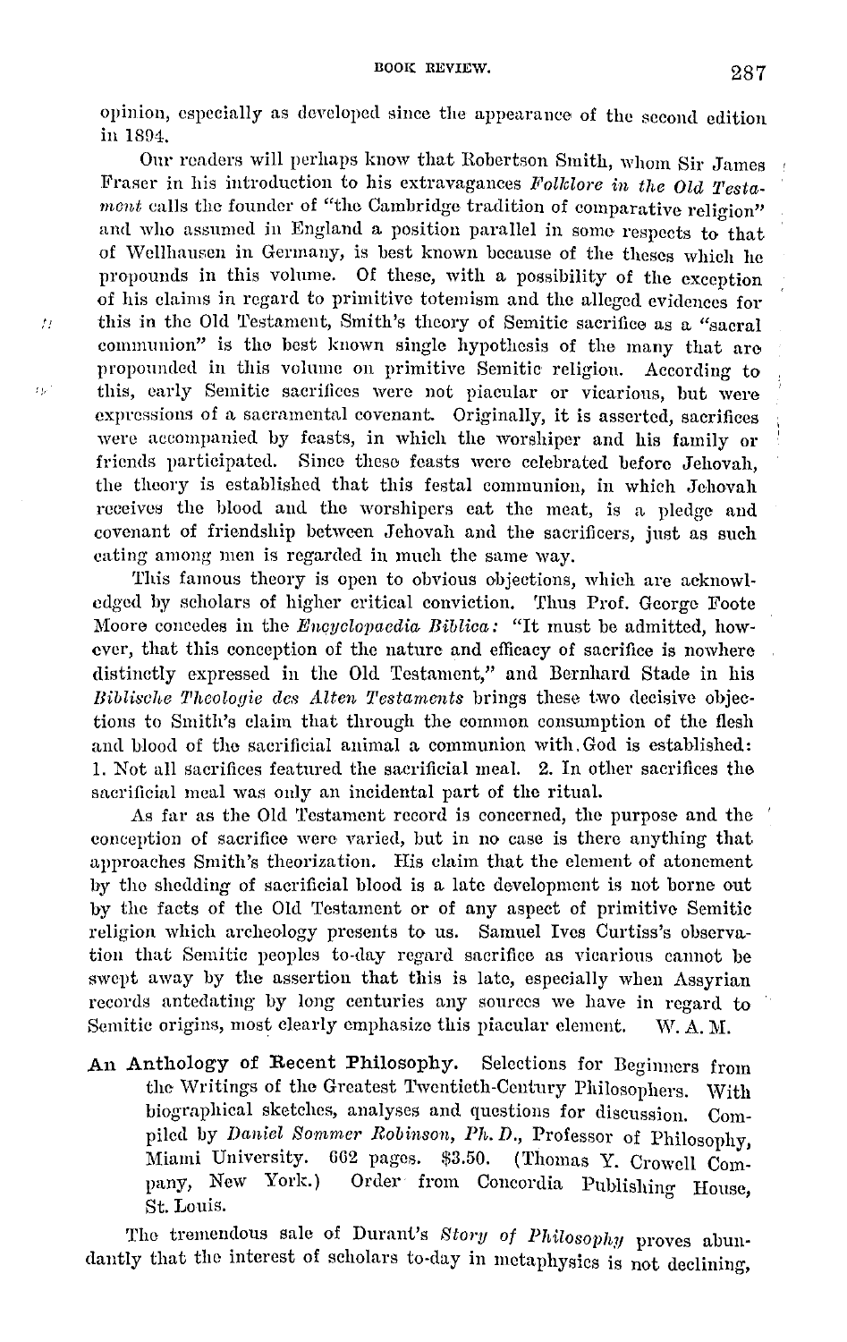opinion, especially as developed since the appearance of the second edition in 1894.

Our readers will perhaps know that Robertson Smith, whom Sir James Fraser in his introduction to his extravagances *Folklore in the Old Testament* calls the founder of "the Cambridge tradition of comparative religion" and who assumed in England a position parallel in some respects to that of Wellhausen in Germany, is best known because of the theses which he propounds in this volume. Of these, with a possibility of the exception of his claims in regard to primitive totemism and the alleged evidences for this in the Old Testament, Smith's theory of Semitic sacrifice as a "sacral communion" is the best known single hypothesis of the many that are propounded in this volume on primitive Semitic religion. According to this, early Semitic sacrifices were not piacular or vicarious, but were expressions of a sacramental covenant. Originally, it is asserted, sacrifices were accompanied by feasts, in which the worshiper and his family or friends participated. Since these feasts were celebrated before Jehovah, the theory is established that this festal communion, in which Jehovah receives the blood and the worshipers eat the meat, is a pledge and covenant of friendship between Jehovah and the sacrificers, just as such eating among men is regarded in much the same way.

This famous theory is open to obvious objections, which are acknowledged by scholars of higher critical conviction. Thus Prof. George Foote Moore concedes in the *Encyclopaedia Biblica:* "It must be admitted, however, that this conception of the nature and efficacy of sacrifice is nowhere distinctly expressed in the Old Testament," and Bernhard Stade in his *Biblische Theologie des Alten Testaments* brings these two decisive objections to Smith's claim that through the common consumption of the flesh and blood of the sacrificial animal a communion with God is established: 1. Not all sacrifices featured the sacrificial meal. 2. In other sacrifices the sacrificial meal was only an incidental part of the ritual.

As far as the Old Testament record is concerned, the purpose and the conception of sacrifice were varied, but in no case is there anything that approaches Smith's theorization. His claim that the element of atonement by the shedding of sacrificial blood is a late development is not borne out by the facts of the Old Testament or of any aspect of primitive Semitic religion which archeology presents to us. Samuel Ives Curtiss's observation that Semitic peoples to-day regard sacrifice as vicarious cannot be swept away by the assertion that this is late, especially when Assyrian records antedating by long centuries any sources we have in regard to Semitic origins, most clearly emphasize this piacular element. W. A. M.

**An Anthology of Recent Philosophy.** Selections for Beginners from the Writings of the Greatest Twentieth-Century Philosophers. With biographical sketches, analyses and questions for discussion. Compiled by *Daniel Sommer Robinson, Ph. D.*, Professor of Philosophy, Miami University. 662 pages. $3.50. (Thomas Y. Crowell Company, New York.) Order from Concordia Publishing House, St. Louis.

The tremendous sale of Durant's *Story of Philosophy* proves abundantly that the interest of scholars to-day in metaphysics is not declining,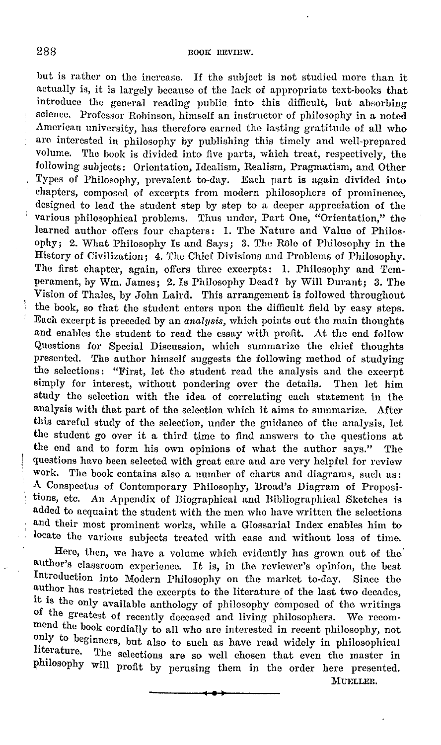but is rather on the increase. If the subject is not studied more than it actually is, it is largely because of the lack of appropriate text-books that introduce the general reading public into this difficult, but absorbing science. Professor Robinson, himself an instructor of philosophy in a noted American university, has therefore earned the lasting gratitude of all who are interested in philosophy by publishing this timely and well-prepared volume. The book is divided into five parts, which treat, respectively, the following subjects: Orientation, Idealism, Realism, Pragmatism, and Other Types of Philosophy, prevalent to-day. Each part is again divided into chapters, composed of excerpts from modern philosophers of prominence, designed to lead the student step by step to a deeper appreciation of the various philosophical problems. Thus under, Part One, "Orientation," the learned author offers four chapters: 1. The Nature and Value of Philosophy; 2. What Philosophy Is and Says; 3. The Rôle of Philosophy in the History of Civilization; 4. The Chief Divisions and Problems of Philosophy. The first chapter, again, offers three excerpts: 1. Philosophy and Temperament, by Wm. James; 2. Is Philosophy Dead? by Will Durant; 3. The Vision of Thales, by John Laird. This arrangement is followed throughout the book, so that the student enters upon the difficult field by easy steps. Each excerpt is preceded by an *analysis*, which points out the main thoughts and enables the student to read the essay with profit. At the end follow Questions for Special Discussion, which summarize the chief thoughts presented. The author himself suggests the following method of studying the selections: "First, let the student read the analysis and the excerpt simply for interest, without pondering over the details. Then let him study the selection with the idea of correlating each statement in the analysis with that part of the selection which it aims to summarize. After this careful study of the selection, under the guidance of the analysis, let the student go over it a third time to find answers to the questions at the end and to form his own opinions of what the author says." The questions have been selected with great care and are very helpful for review work. The book contains also a number of charts and diagrams, such as: A Conspectus of Contemporary Philosophy, Broad's Diagram of Propositions, etc. An Appendix of Biographical and Bibliographical Sketches is added to acquaint the student with the men who have written the selections and their most prominent works, while a Glossarial Index enables him to locate the various subjects treated with ease and without loss of time.

Here, then, we have a volume which evidently has grown out of the author's classroom experience. It is, in the reviewer's opinion, the best Introduction into Modern Philosophy on the market to-day. Since the author has restricted the excerpts to the literature of the last two decades, it is the only available anthology of philosophy composed of the writings of the greatest of recently deceased and living philosophers. We recommend the book cordially to all who are interested in recent philosophy, not only to beginners, but also to such as have read widely in philosophical literature. The selections are so well chosen that even the master in philosophy will profit by perusing them in the order here presented.

MUELLER.